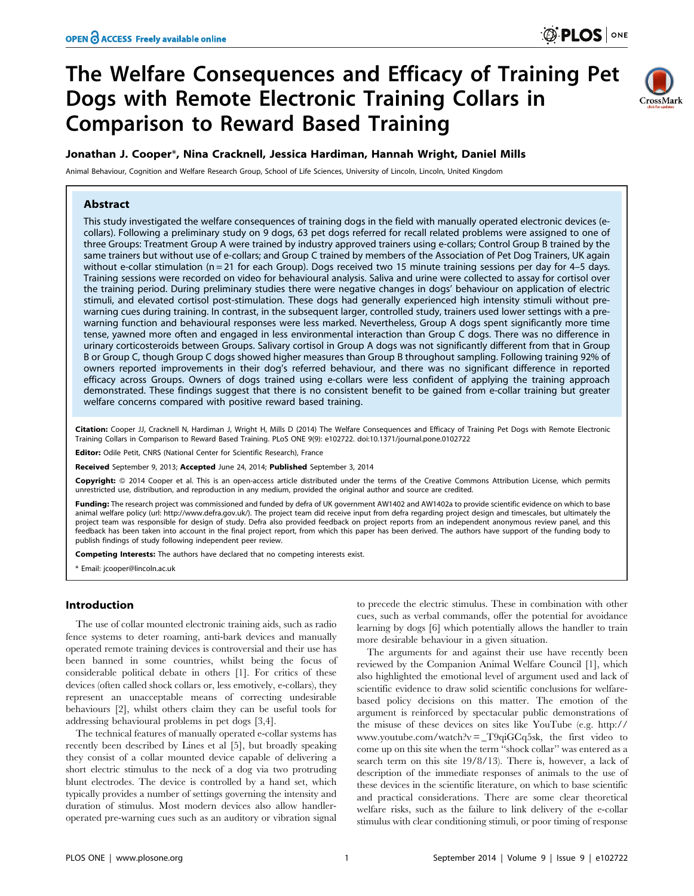# The Welfare Consequences and Efficacy of Training Pet Dogs with Remote Electronic Training Collars in Comparison to Reward Based Training

**Jonathan J. Cooper\*, Nina Cracknell, Jessica Hardiman, Hannah Wright, Daniel Mills**

Animal Behaviour, Cognition and Welfare Research Group, School of Life Sciences, University of Lincoln, Lincoln, United Kingdom

## Abstract

This study investigated the welfare consequences of training dogs in the field with manually operated electronic devices (e-collars). Following a preliminary study on 9 dogs, 63 pet dogs referred for recall related problems were assigned to one of three Groups: Treatment Group A were trained by industry approved trainers using e-collars; Control Group B trained by the same trainers but without use of e-collars; and Group C trained by members of the Association of Pet Dog Trainers, UK again without e-collar stimulation (n = 21 for each Group). Dogs received two 15 minute training sessions per day for 4–5 days. Training sessions were recorded on video for behavioural analysis. Saliva and urine were collected to assay for cortisol over the training period. During preliminary studies there were negative changes in dogs' behaviour on application of electric stimuli, and elevated cortisol post-stimulation. These dogs had generally experienced high intensity stimuli without pre-warning cues during training. In contrast, in the subsequent larger, controlled study, trainers used lower settings with a pre-warning function and behavioural responses were less marked. Nevertheless, Group A dogs spent significantly more time tense, yawned more often and engaged in less environmental interaction than Group C dogs. There was no difference in urinary corticosteroids between Groups. Salivary cortisol in Group A dogs was not significantly different from that in Group B or Group C, though Group C dogs showed higher measures than Group B throughout sampling. Following training 92% of owners reported improvements in their dog's referred behaviour, and there was no significant difference in reported efficacy across Groups. Owners of dogs trained using e-collars were less confident of applying the training approach demonstrated. These findings suggest that there is no consistent benefit to be gained from e-collar training but greater welfare concerns compared with positive reward based training.

**Citation:** Cooper JJ, Cracknell N, Hardiman J, Wright H, Mills D (2014) The Welfare Consequences and Efficacy of Training Pet Dogs with Remote Electronic Training Collars in Comparison to Reward Based Training. PLoS ONE 9(9): e102722. doi:10.1371/journal.pone.0102722

**Editor:** Odile Petit, CNRS (National Center for Scientific Research), France

**Received** September 9, 2013; **Accepted** June 24, 2014; **Published** September 3, 2014

**Copyright:** © 2014 Cooper et al. This is an open-access article distributed under the terms of the Creative Commons Attribution License, which permits unrestricted use, distribution, and reproduction in any medium, provided the original author and source are credited.

**Funding:** The research project was commissioned and funded by defra of UK government AW1402 and AW1402a to provide scientific evidence on which to base animal welfare policy (url: http://www.defra.gov.uk/). The project team did receive input from defra regarding project design and timescales, but ultimately the project team was responsible for design of study. Defra also provided feedback on project reports from an independent anonymous review panel, and this feedback has been taken into account in the final project report, from which this paper has been derived. The authors have support of the funding body to publish findings of study following independent peer review.

**Competing Interests:** The authors have declared that no competing interests exist.

\* Email: jcooper@lincoln.ac.uk

## Introduction

The use of collar mounted electronic training aids, such as radio fence systems to deter roaming, anti-bark devices and manually operated remote training devices is controversial and their use has been banned in some countries, whilst being the focus of considerable political debate in others [1]. For critics of these devices (often called shock collars or, less emotively, e-collars), they represent an unacceptable means of correcting undesirable behaviours [2], whilst others claim they can be useful tools for addressing behavioural problems in pet dogs [3,4].

The technical features of manually operated e-collar systems has recently been described by Lines et al [5], but broadly speaking they consist of a collar mounted device capable of delivering a short electric stimulus to the neck of a dog via two protruding blunt electrodes. The device is controlled by a hand set, which typically provides a number of settings governing the intensity and duration of stimulus. Most modern devices also allow handler-operated pre-warning cues such as an auditory or vibration signal to precede the electric stimulus. These in combination with other cues, such as verbal commands, offer the potential for avoidance learning by dogs [6] which potentially allows the handler to train more desirable behaviour in a given situation.

The arguments for and against their use have recently been reviewed by the Companion Animal Welfare Council [1], which also highlighted the emotional level of argument used and lack of scientific evidence to draw solid scientific conclusions for welfare-based policy decisions on this matter. The emotion of the argument is reinforced by spectacular public demonstrations of the misuse of these devices on sites like YouTube (e.g. http://www.youtube.com/watch?v=_T9qiGCq5sk, the first video to come up on this site when the term "shock collar" was entered as a search term on this site 19/8/13). There is, however, a lack of description of the immediate responses of animals to the use of these devices in the scientific literature, on which to base scientific and practical considerations. There are some clear theoretical welfare risks, such as the failure to link delivery of the e-collar stimulus with clear conditioning stimuli, or poor timing of response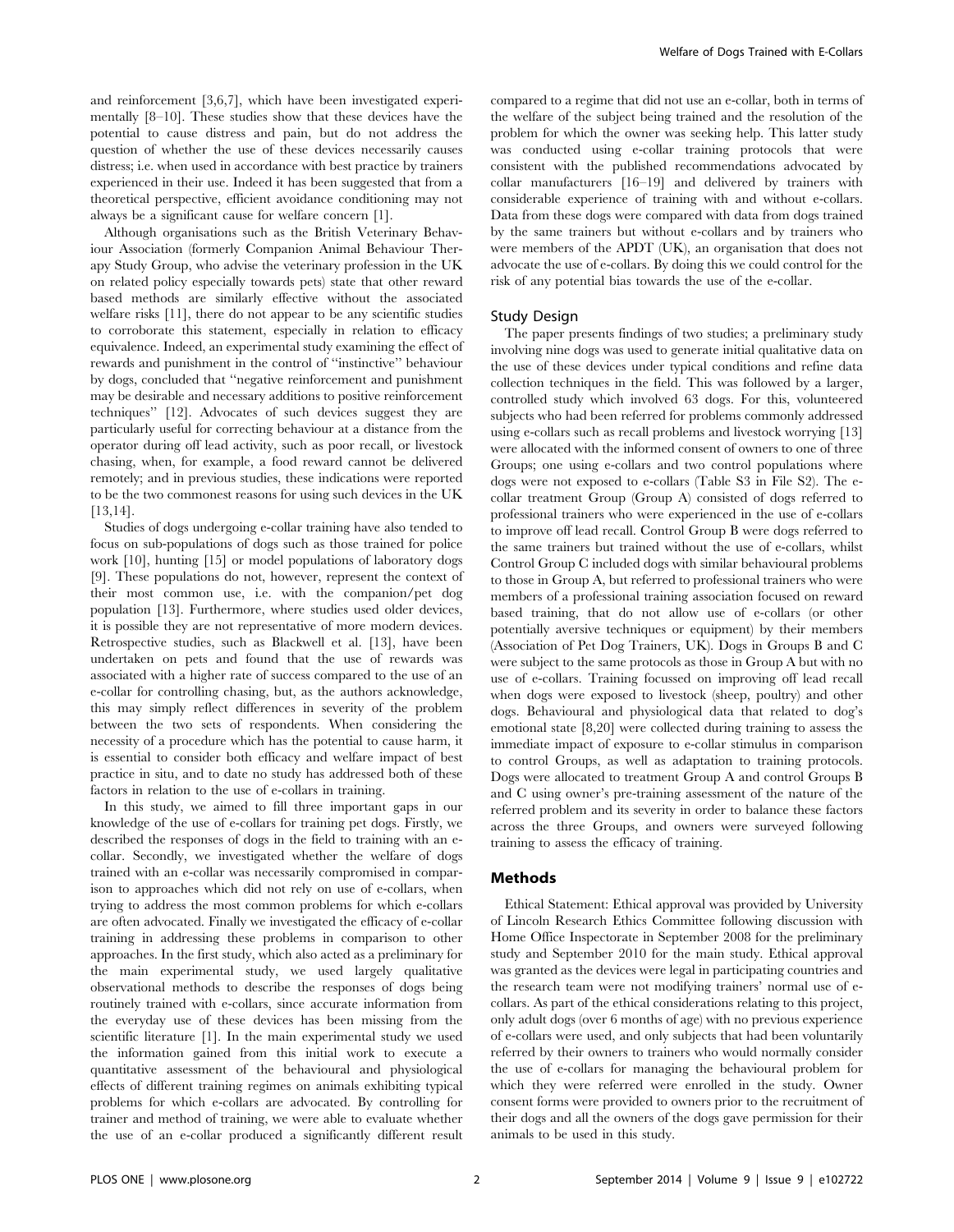and reinforcement [3,6,7], which have been investigated experimentally [8–10]. These studies show that these devices have the potential to cause distress and pain, but do not address the question of whether the use of these devices necessarily causes distress; i.e. when used in accordance with best practice by trainers experienced in their use. Indeed it has been suggested that from a theoretical perspective, efficient avoidance conditioning may not always be a significant cause for welfare concern [1].

Although organisations such as the British Veterinary Behaviour Association (formerly Companion Animal Behaviour Therapy Study Group, who advise the veterinary profession in the UK on related policy especially towards pets) state that other reward based methods are similarly effective without the associated welfare risks [11], there do not appear to be any scientific studies to corroborate this statement, especially in relation to efficacy equivalence. Indeed, an experimental study examining the effect of rewards and punishment in the control of ''instinctive'' behaviour by dogs, concluded that ''negative reinforcement and punishment may be desirable and necessary additions to positive reinforcement techniques'' [12]. Advocates of such devices suggest they are particularly useful for correcting behaviour at a distance from the operator during off lead activity, such as poor recall, or livestock chasing, when, for example, a food reward cannot be delivered remotely; and in previous studies, these indications were reported to be the two commonest reasons for using such devices in the UK [13,14].

Studies of dogs undergoing e-collar training have also tended to focus on sub-populations of dogs such as those trained for police work [10], hunting [15] or model populations of laboratory dogs [9]. These populations do not, however, represent the context of their most common use, i.e. with the companion/pet dog population [13]. Furthermore, where studies used older devices, it is possible they are not representative of more modern devices. Retrospective studies, such as Blackwell et al. [13], have been undertaken on pets and found that the use of rewards was associated with a higher rate of success compared to the use of an e-collar for controlling chasing, but, as the authors acknowledge, this may simply reflect differences in severity of the problem between the two sets of respondents. When considering the necessity of a procedure which has the potential to cause harm, it is essential to consider both efficacy and welfare impact of best practice in situ, and to date no study has addressed both of these factors in relation to the use of e-collars in training.

In this study, we aimed to fill three important gaps in our knowledge of the use of e-collars for training pet dogs. Firstly, we described the responses of dogs in the field to training with an e-collar. Secondly, we investigated whether the welfare of dogs trained with an e-collar was necessarily compromised in comparison to approaches which did not rely on use of e-collars, when trying to address the most common problems for which e-collars are often advocated. Finally we investigated the efficacy of e-collar training in addressing these problems in comparison to other approaches. In the first study, which also acted as a preliminary for the main experimental study, we used largely qualitative observational methods to describe the responses of dogs being routinely trained with e-collars, since accurate information from the everyday use of these devices has been missing from the scientific literature [1]. In the main experimental study we used the information gained from this initial work to execute a quantitative assessment of the behavioural and physiological effects of different training regimes on animals exhibiting typical problems for which e-collars are advocated. By controlling for trainer and method of training, we were able to evaluate whether the use of an e-collar produced a significantly different result compared to a regime that did not use an e-collar, both in terms of the welfare of the subject being trained and the resolution of the problem for which the owner was seeking help. This latter study was conducted using e-collar training protocols that were consistent with the published recommendations advocated by collar manufacturers [16–19] and delivered by trainers with considerable experience of training with and without e-collars. Data from these dogs were compared with data from dogs trained by the same trainers but without e-collars and by trainers who were members of the APDT (UK), an organisation that does not advocate the use of e-collars. By doing this we could control for the risk of any potential bias towards the use of the e-collar.

### Study Design

The paper presents findings of two studies; a preliminary study involving nine dogs was used to generate initial qualitative data on the use of these devices under typical conditions and refine data collection techniques in the field. This was followed by a larger, controlled study which involved 63 dogs. For this, volunteered subjects who had been referred for problems commonly addressed using e-collars such as recall problems and livestock worrying [13] were allocated with the informed consent of owners to one of three Groups; one using e-collars and two control populations where dogs were not exposed to e-collars (Table S3 in File S2). The e-collar treatment Group (Group A) consisted of dogs referred to professional trainers who were experienced in the use of e-collars to improve off lead recall. Control Group B were dogs referred to the same trainers but trained without the use of e-collars, whilst Control Group C included dogs with similar behavioural problems to those in Group A, but referred to professional trainers who were members of a professional training association focused on reward based training, that do not allow use of e-collars (or other potentially aversive techniques or equipment) by their members (Association of Pet Dog Trainers, UK). Dogs in Groups B and C were subject to the same protocols as those in Group A but with no use of e-collars. Training focussed on improving off lead recall when dogs were exposed to livestock (sheep, poultry) and other dogs. Behavioural and physiological data that related to dog's emotional state [8,20] were collected during training to assess the immediate impact of exposure to e-collar stimulus in comparison to control Groups, as well as adaptation to training protocols. Dogs were allocated to treatment Group A and control Groups B and C using owner's pre-training assessment of the nature of the referred problem and its severity in order to balance these factors across the three Groups, and owners were surveyed following training to assess the efficacy of training.

## Methods

Ethical Statement: Ethical approval was provided by University of Lincoln Research Ethics Committee following discussion with Home Office Inspectorate in September 2008 for the preliminary study and September 2010 for the main study. Ethical approval was granted as the devices were legal in participating countries and the research team were not modifying trainers' normal use of e-collars. As part of the ethical considerations relating to this project, only adult dogs (over 6 months of age) with no previous experience of e-collars were used, and only subjects that had been voluntarily referred by their owners to trainers who would normally consider the use of e-collars for managing the behavioural problem for which they were referred were enrolled in the study. Owner consent forms were provided to owners prior to the recruitment of their dogs and all the owners of the dogs gave permission for their animals to be used in this study.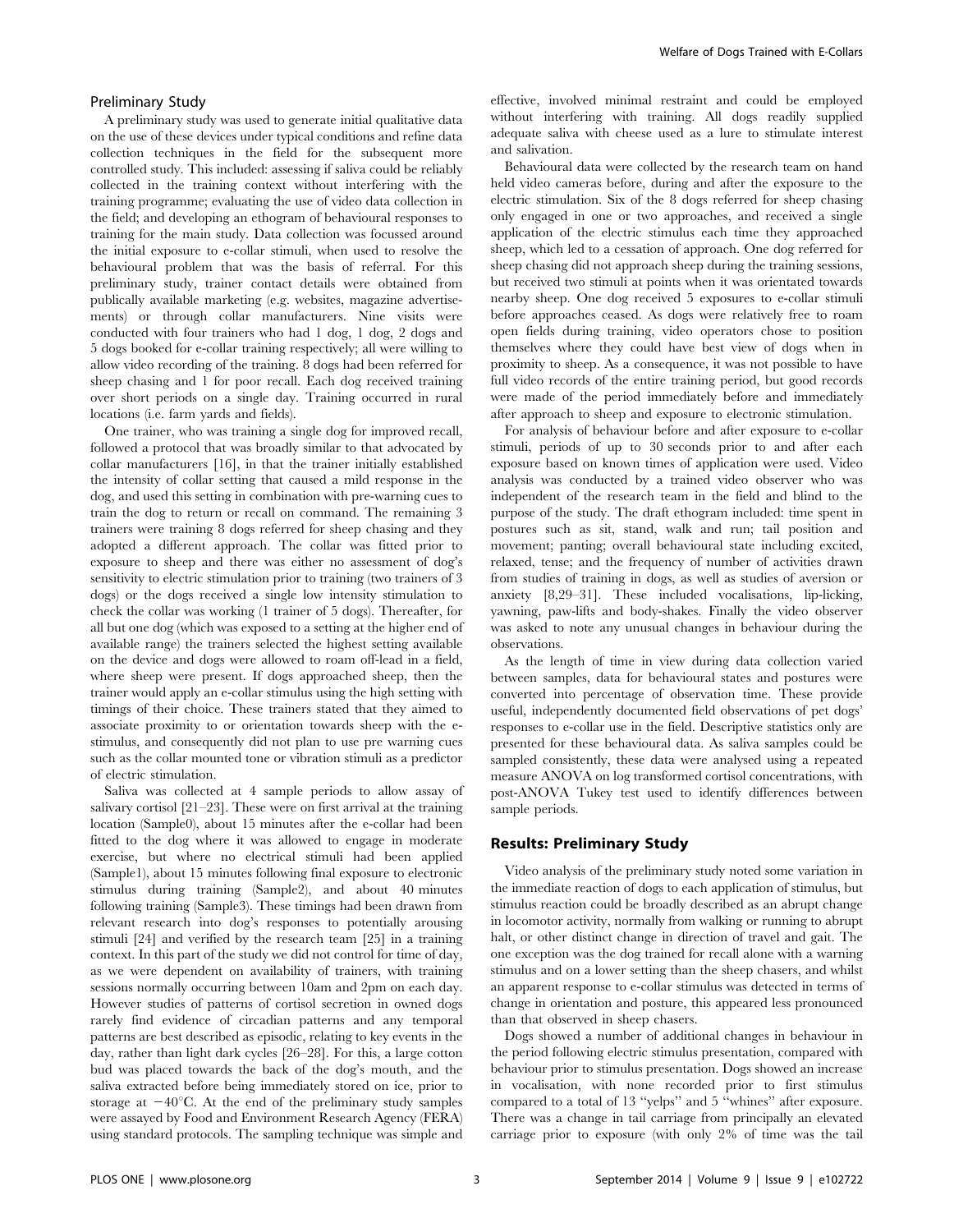## Preliminary Study

A preliminary study was used to generate initial qualitative data on the use of these devices under typical conditions and refine data collection techniques in the field for the subsequent more controlled study. This included: assessing if saliva could be reliably collected in the training context without interfering with the training programme; evaluating the use of video data collection in the field; and developing an ethogram of behavioural responses to training for the main study. Data collection was focussed around the initial exposure to e-collar stimuli, when used to resolve the behavioural problem that was the basis of referral. For this preliminary study, trainer contact details were obtained from publically available marketing (e.g. websites, magazine advertisements) or through collar manufacturers. Nine visits were conducted with four trainers who had 1 dog, 1 dog, 2 dogs and 5 dogs booked for e-collar training respectively; all were willing to allow video recording of the training. 8 dogs had been referred for sheep chasing and 1 for poor recall. Each dog received training over short periods on a single day. Training occurred in rural locations (i.e. farm yards and fields).

One trainer, who was training a single dog for improved recall, followed a protocol that was broadly similar to that advocated by collar manufacturers [16], in that the trainer initially established the intensity of collar setting that caused a mild response in the dog, and used this setting in combination with pre-warning cues to train the dog to return or recall on command. The remaining 3 trainers were training 8 dogs referred for sheep chasing and they adopted a different approach. The collar was fitted prior to exposure to sheep and there was either no assessment of dog's sensitivity to electric stimulation prior to training (two trainers of 3 dogs) or the dogs received a single low intensity stimulation to check the collar was working (1 trainer of 5 dogs). Thereafter, for all but one dog (which was exposed to a setting at the higher end of available range) the trainers selected the highest setting available on the device and dogs were allowed to roam off-lead in a field, where sheep were present. If dogs approached sheep, then the trainer would apply an e-collar stimulus using the high setting with timings of their choice. These trainers stated that they aimed to associate proximity to or orientation towards sheep with the e-stimulus, and consequently did not plan to use pre warning cues such as the collar mounted tone or vibration stimuli as a predictor of electric stimulation.

Saliva was collected at 4 sample periods to allow assay of salivary cortisol [21–23]. These were on first arrival at the training location (Sample0), about 15 minutes after the e-collar had been fitted to the dog where it was allowed to engage in moderate exercise, but where no electrical stimuli had been applied (Sample1), about 15 minutes following final exposure to electronic stimulus during training (Sample2), and about 40 minutes following training (Sample3). These timings had been drawn from relevant research into dog's responses to potentially arousing stimuli [24] and verified by the research team [25] in a training context. In this part of the study we did not control for time of day, as we were dependent on availability of trainers, with training sessions normally occurring between 10am and 2pm on each day. However studies of patterns of cortisol secretion in owned dogs rarely find evidence of circadian patterns and any temporal patterns are best described as episodic, relating to key events in the day, rather than light dark cycles [26–28]. For this, a large cotton bud was placed towards the back of the dog's mouth, and the saliva extracted before being immediately stored on ice, prior to storage at $-40^{\circ}$C. At the end of the preliminary study samples were assayed by Food and Environment Research Agency (FERA) using standard protocols. The sampling technique was simple and effective, involved minimal restraint and could be employed without interfering with training. All dogs readily supplied adequate saliva with cheese used as a lure to stimulate interest and salivation.

Behavioural data were collected by the research team on hand held video cameras before, during and after the exposure to the electric stimulation. Six of the 8 dogs referred for sheep chasing only engaged in one or two approaches, and received a single application of the electric stimulus each time they approached sheep, which led to a cessation of approach. One dog referred for sheep chasing did not approach sheep during the training sessions, but received two stimuli at points when it was orientated towards nearby sheep. One dog received 5 exposures to e-collar stimuli before approaches ceased. As dogs were relatively free to roam open fields during training, video operators chose to position themselves where they could have best view of dogs when in proximity to sheep. As a consequence, it was not possible to have full video records of the entire training period, but good records were made of the period immediately before and immediately after approach to sheep and exposure to electronic stimulation.

For analysis of behaviour before and after exposure to e-collar stimuli, periods of up to 30 seconds prior to and after each exposure based on known times of application were used. Video analysis was conducted by a trained video observer who was independent of the research team in the field and blind to the purpose of the study. The draft ethogram included: time spent in postures such as sit, stand, walk and run; tail position and movement; panting; overall behavioural state including excited, relaxed, tense; and the frequency of number of activities drawn from studies of training in dogs, as well as studies of aversion or anxiety [8,29–31]. These included vocalisations, lip-licking, yawning, paw-lifts and body-shakes. Finally the video observer was asked to note any unusual changes in behaviour during the observations.

As the length of time in view during data collection varied between samples, data for behavioural states and postures were converted into percentage of observation time. These provide useful, independently documented field observations of pet dogs' responses to e-collar use in the field. Descriptive statistics only are presented for these behavioural data. As saliva samples could be sampled consistently, these data were analysed using a repeated measure ANOVA on log transformed cortisol concentrations, with post-ANOVA Tukey test used to identify differences between sample periods.

## Results: Preliminary Study

Video analysis of the preliminary study noted some variation in the immediate reaction of dogs to each application of stimulus, but stimulus reaction could be broadly described as an abrupt change in locomotor activity, normally from walking or running to abrupt halt, or other distinct change in direction of travel and gait. The one exception was the dog trained for recall alone with a warning stimulus and on a lower setting than the sheep chasers, and whilst an apparent response to e-collar stimulus was detected in terms of change in orientation and posture, this appeared less pronounced than that observed in sheep chasers.

Dogs showed a number of additional changes in behaviour in the period following electric stimulus presentation, compared with behaviour prior to stimulus presentation. Dogs showed an increase in vocalisation, with none recorded prior to first stimulus compared to a total of 13 "yelps" and 5 "whines" after exposure. There was a change in tail carriage from principally an elevated carriage prior to exposure (with only 2% of time was the tail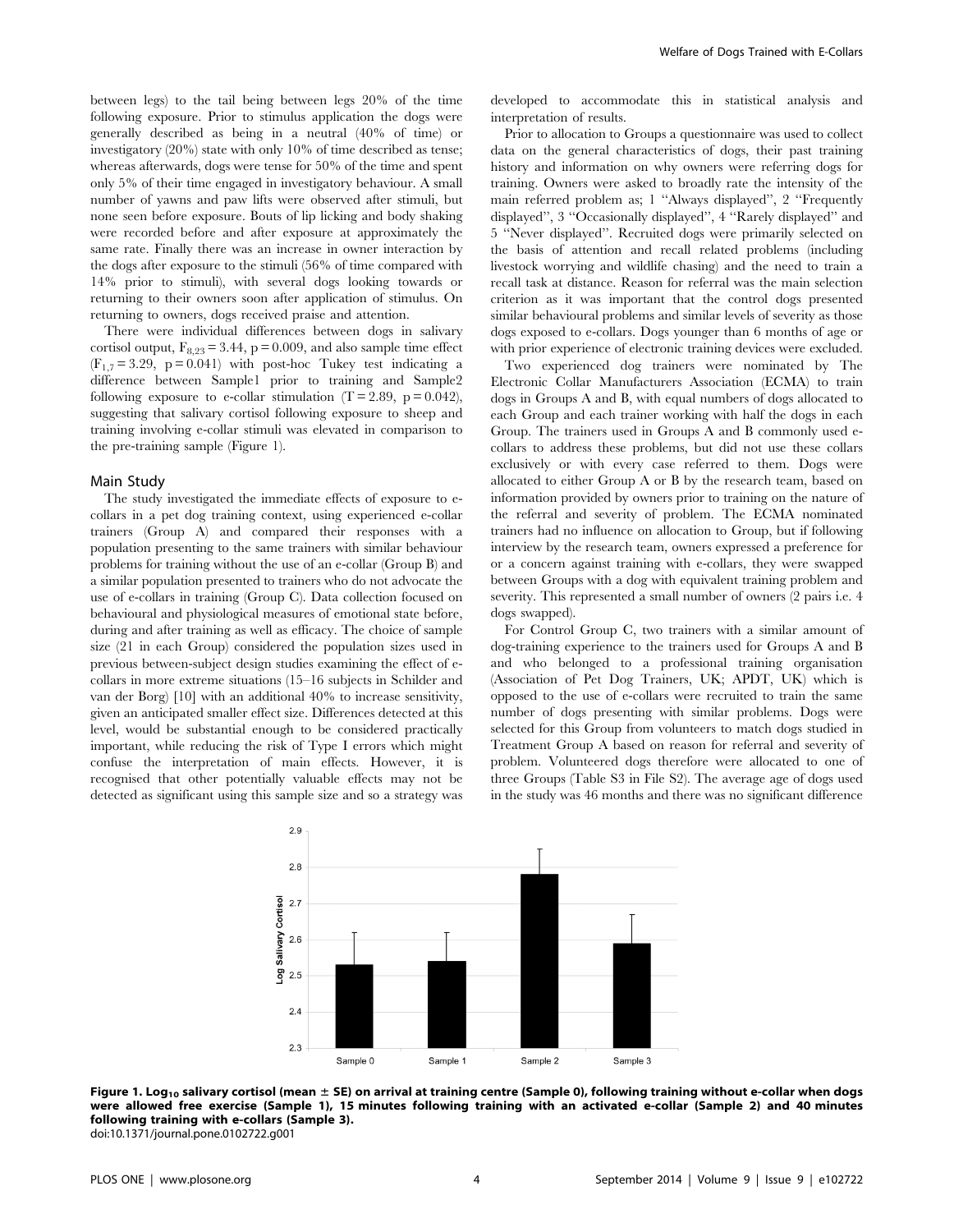between legs) to the tail being between legs 20% of the time following exposure. Prior to stimulus application the dogs were generally described as being in a neutral (40% of time) or investigatory (20%) state with only 10% of time described as tense; whereas afterwards, dogs were tense for 50% of the time and spent only 5% of their time engaged in investigatory behaviour. A small number of yawns and paw lifts were observed after stimuli, but none seen before exposure. Bouts of lip licking and body shaking were recorded before and after exposure at approximately the same rate. Finally there was an increase in owner interaction by the dogs after exposure to the stimuli (56% of time compared with 14% prior to stimuli), with several dogs looking towards or returning to their owners soon after application of stimulus. On returning to owners, dogs received praise and attention.

There were individual differences between dogs in salivary cortisol output, $F_{8,23} = 3.44$, $p = 0.009$, and also sample time effect ($F_{1,7} = 3.29$, $p = 0.041$) with post-hoc Tukey test indicating a difference between Sample1 prior to training and Sample2 following exposure to e-collar stimulation ($T = 2.89$, $p = 0.042$), suggesting that salivary cortisol following exposure to sheep and training involving e-collar stimuli was elevated in comparison to the pre-training sample (Figure 1).

## Main Study

The study investigated the immediate effects of exposure to e-collars in a pet dog training context, using experienced e-collar trainers (Group A) and compared their responses with a population presenting to the same trainers with similar behaviour problems for training without the use of an e-collar (Group B) and a similar population presented to trainers who do not advocate the use of e-collars in training (Group C). Data collection focused on behavioural and physiological measures of emotional state before, during and after training as well as efficacy. The choice of sample size (21 in each Group) considered the population sizes used in previous between-subject design studies examining the effect of e-collars in more extreme situations (15–16 subjects in Schilder and van der Borg) [10] with an additional 40% to increase sensitivity, given an anticipated smaller effect size. Differences detected at this level, would be substantial enough to be considered practically important, while reducing the risk of Type I errors which might confuse the interpretation of main effects. However, it is recognised that other potentially valuable effects may not be detected as significant using this sample size and so a strategy was developed to accommodate this in statistical analysis and interpretation of results.

Prior to allocation to Groups a questionnaire was used to collect data on the general characteristics of dogs, their past training history and information on why owners were referring dogs for training. Owners were asked to broadly rate the intensity of the main referred problem as; 1 "Always displayed", 2 "Frequently displayed", 3 "Occasionally displayed", 4 "Rarely displayed" and 5 "Never displayed". Recruited dogs were primarily selected on the basis of attention and recall related problems (including livestock worrying and wildlife chasing) and the need to train a recall task at distance. Reason for referral was the main selection criterion as it was important that the control dogs presented similar behavioural problems and similar levels of severity as those dogs exposed to e-collars. Dogs younger than 6 months of age or with prior experience of electronic training devices were excluded.

Two experienced dog trainers were nominated by The Electronic Collar Manufacturers Association (ECMA) to train dogs in Groups A and B, with equal numbers of dogs allocated to each Group and each trainer working with half the dogs in each Group. The trainers used in Groups A and B commonly used e-collars to address these problems, but did not use these collars exclusively or with every case referred to them. Dogs were allocated to either Group A or B by the research team, based on information provided by owners prior to training on the nature of the referral and severity of problem. The ECMA nominated trainers had no influence on allocation to Group, but if following interview by the research team, owners expressed a preference for or a concern against training with e-collars, they were swapped between Groups with a dog with equivalent training problem and severity. This represented a small number of owners (2 pairs i.e. 4 dogs swapped).

For Control Group C, two trainers with a similar amount of dog-training experience to the trainers used for Groups A and B and who belonged to a professional training organisation (Association of Pet Dog Trainers, UK; APDT, UK) which is opposed to the use of e-collars were recruited to train the same number of dogs presenting with similar problems. Dogs were selected for this Group from volunteers to match dogs studied in Treatment Group A based on reason for referral and severity of problem. Volunteered dogs therefore were allocated to one of three Groups (Table S3 in File S2). The average age of dogs used in the study was 46 months and there was no significant difference

**Figure 1. $Log_{10}$ salivary cortisol (mean ± SE) on arrival at training centre (Sample 0), following training without e-collar when dogs were allowed free exercise (Sample 1), 15 minutes following training with an activated e-collar (Sample 2) and 40 minutes following training with e-collars (Sample 3).**
doi:10.1371/journal.pone.0102722.g001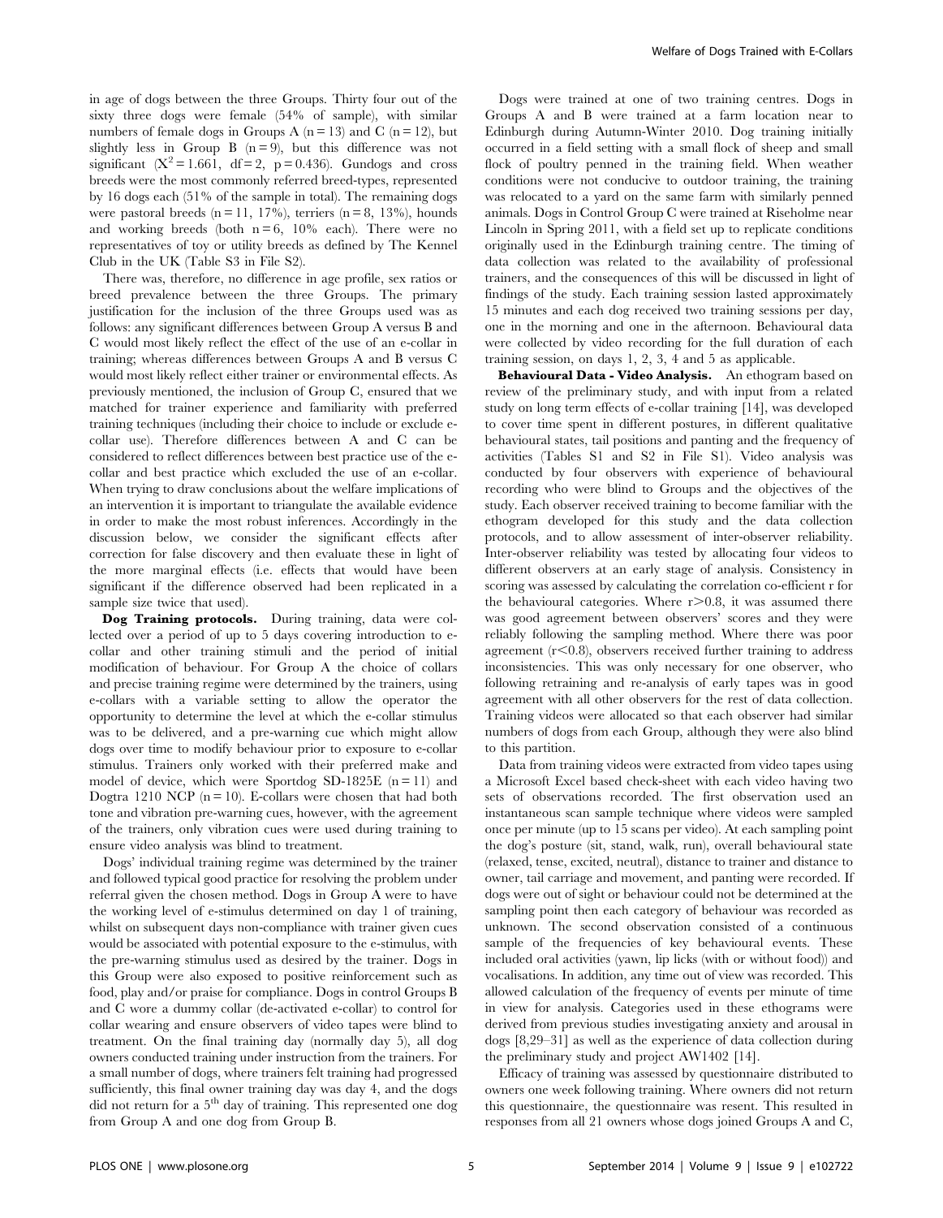in age of dogs between the three Groups. Thirty four out of the sixty three dogs were female (54% of sample), with similar numbers of female dogs in Groups A (n = 13) and C (n = 12), but slightly less in Group B (n = 9), but this difference was not significant ($X^2 = 1.661$, df = 2, p = 0.436). Gundogs and cross breeds were the most commonly referred breed-types, represented by 16 dogs each (51% of the sample in total). The remaining dogs were pastoral breeds (n = 11, 17%), terriers (n = 8, 13%), hounds and working breeds (both n = 6, 10% each). There were no representatives of toy or utility breeds as defined by The Kennel Club in the UK (Table S3 in File S2).

There was, therefore, no difference in age profile, sex ratios or breed prevalence between the three Groups. The primary justification for the inclusion of the three Groups used was as follows: any significant differences between Group A versus B and C would most likely reflect the effect of the use of an e-collar in training; whereas differences between Groups A and B versus C would most likely reflect either trainer or environmental effects. As previously mentioned, the inclusion of Group C, ensured that we matched for trainer experience and familiarity with preferred training techniques (including their choice to include or exclude e-collar use). Therefore differences between A and C can be considered to reflect differences between best practice use of the e-collar and best practice which excluded the use of an e-collar. When trying to draw conclusions about the welfare implications of an intervention it is important to triangulate the available evidence in order to make the most robust inferences. Accordingly in the discussion below, we consider the significant effects after correction for false discovery and then evaluate these in light of the more marginal effects (i.e. effects that would have been significant if the difference observed had been replicated in a sample size twice that used).

**Dog Training protocols.** During training, data were collected over a period of up to 5 days covering introduction to e-collar and other training stimuli and the period of initial modification of behaviour. For Group A the choice of collars and precise training regime were determined by the trainers, using e-collars with a variable setting to allow the operator the opportunity to determine the level at which the e-collar stimulus was to be delivered, and a pre-warning cue which might allow dogs over time to modify behaviour prior to exposure to e-collar stimulus. Trainers only worked with their preferred make and model of device, which were Sportdog SD-1825E (n = 11) and Dogtra 1210 NCP (n = 10). E-collars were chosen that had both tone and vibration pre-warning cues, however, with the agreement of the trainers, only vibration cues were used during training to ensure video analysis was blind to treatment.

Dogs' individual training regime was determined by the trainer and followed typical good practice for resolving the problem under referral given the chosen method. Dogs in Group A were to have the working level of e-stimulus determined on day 1 of training, whilst on subsequent days non-compliance with trainer given cues would be associated with potential exposure to the e-stimulus, with the pre-warning stimulus used as desired by the trainer. Dogs in this Group were also exposed to positive reinforcement such as food, play and/or praise for compliance. Dogs in control Groups B and C wore a dummy collar (de-activated e-collar) to control for collar wearing and ensure observers of video tapes were blind to treatment. On the final training day (normally day 5), all dog owners conducted training under instruction from the trainers. For a small number of dogs, where trainers felt training had progressed sufficiently, this final owner training day was day 4, and the dogs did not return for a 5th day of training. This represented one dog from Group A and one dog from Group B.

Dogs were trained at one of two training centres. Dogs in Groups A and B were trained at a farm location near to Edinburgh during Autumn-Winter 2010. Dog training initially occurred in a field setting with a small flock of sheep and small flock of poultry penned in the training field. When weather conditions were not conducive to outdoor training, the training was relocated to a yard on the same farm with similarly penned animals. Dogs in Control Group C were trained at Riseholme near Lincoln in Spring 2011, with a field set up to replicate conditions originally used in the Edinburgh training centre. The timing of data collection was related to the availability of professional trainers, and the consequences of this will be discussed in light of findings of the study. Each training session lasted approximately 15 minutes and each dog received two training sessions per day, one in the morning and one in the afternoon. Behavioural data were collected by video recording for the full duration of each training session, on days 1, 2, 3, 4 and 5 as applicable.

**Behavioural Data - Video Analysis.** An ethogram based on review of the preliminary study, and with input from a related study on long term effects of e-collar training [14], was developed to cover time spent in different postures, in different qualitative behavioural states, tail positions and panting and the frequency of activities (Tables S1 and S2 in File S1). Video analysis was conducted by four observers with experience of behavioural recording who were blind to Groups and the objectives of the study. Each observer received training to become familiar with the ethogram developed for this study and the data collection protocols, and to allow assessment of inter-observer reliability. Inter-observer reliability was tested by allocating four videos to different observers at an early stage of analysis. Consistency in scoring was assessed by calculating the correlation co-efficient r for the behavioural categories. Where $r > 0.8$, it was assumed there was good agreement between observers' scores and they were reliably following the sampling method. Where there was poor agreement ($r < 0.8$), observers received further training to address inconsistencies. This was only necessary for one observer, who following retraining and re-analysis of early tapes was in good agreement with all other observers for the rest of data collection. Training videos were allocated so that each observer had similar numbers of dogs from each Group, although they were also blind to this partition.

Data from training videos were extracted from video tapes using a Microsoft Excel based check-sheet with each video having two sets of observations recorded. The first observation used an instantaneous scan sample technique where videos were sampled once per minute (up to 15 scans per video). At each sampling point the dog's posture (sit, stand, walk, run), overall behavioural state (relaxed, tense, excited, neutral), distance to trainer and distance to owner, tail carriage and movement, and panting were recorded. If dogs were out of sight or behaviour could not be determined at the sampling point then each category of behaviour was recorded as unknown. The second observation consisted of a continuous sample of the frequencies of key behavioural events. These included oral activities (yawn, lip licks (with or without food)) and vocalisations. In addition, any time out of view was recorded. This allowed calculation of the frequency of events per minute of time in view for analysis. Categories used in these ethograms were derived from previous studies investigating anxiety and arousal in dogs [8,29–31] as well as the experience of data collection during the preliminary study and project AW1402 [14].

Efficacy of training was assessed by questionnaire distributed to owners one week following training. Where owners did not return this questionnaire, the questionnaire was resent. This resulted in responses from all 21 owners whose dogs joined Groups A and C,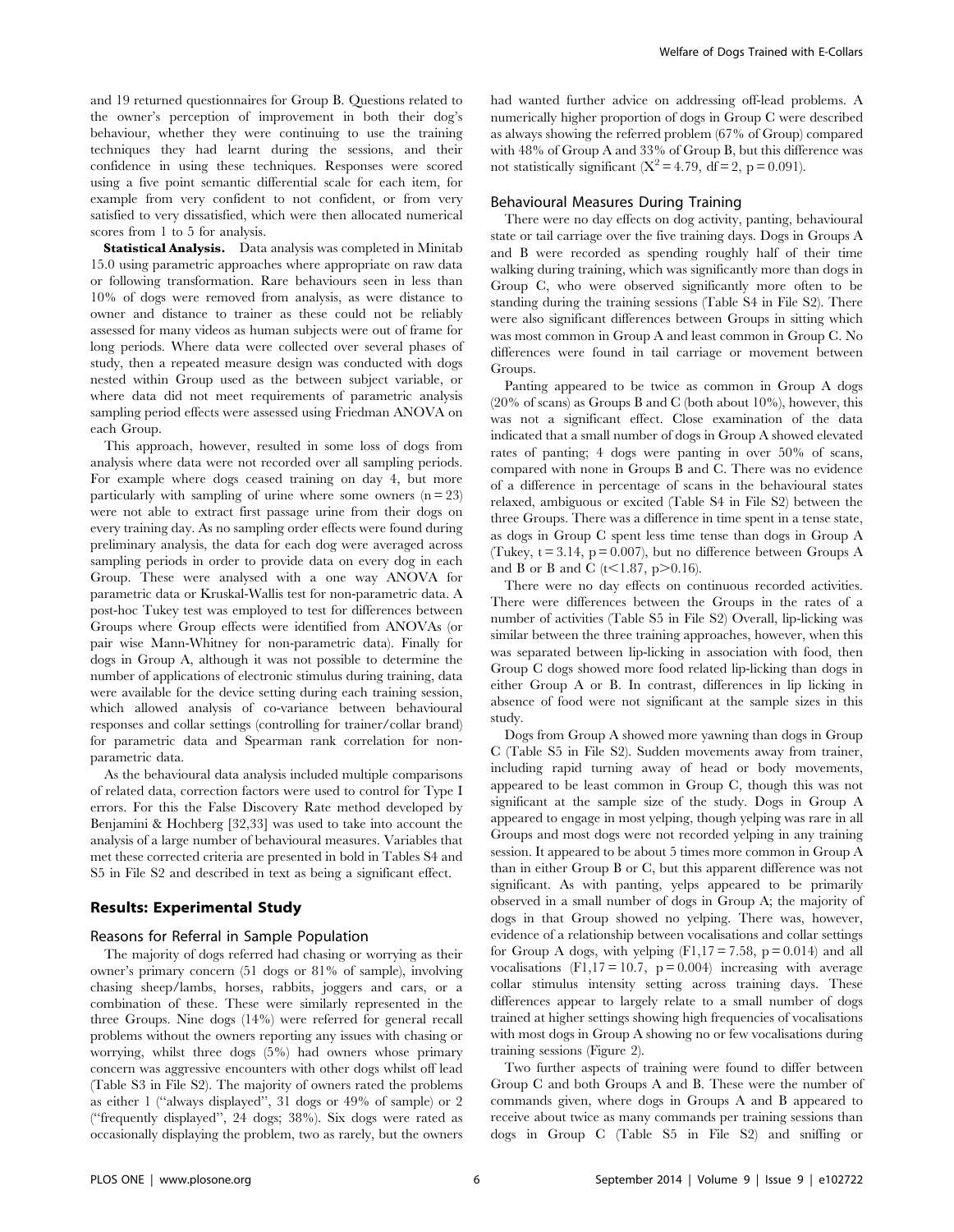and 19 returned questionnaires for Group B. Questions related to the owner's perception of improvement in both their dog's behaviour, whether they were continuing to use the training techniques they had learnt during the sessions, and their confidence in using these techniques. Responses were scored using a five point semantic differential scale for each item, for example from very confident to not confident, or from very satisfied to very dissatisfied, which were then allocated numerical scores from 1 to 5 for analysis.

**Statistical Analysis.** Data analysis was completed in Minitab 15.0 using parametric approaches where appropriate on raw data or following transformation. Rare behaviours seen in less than 10% of dogs were removed from analysis, as were distance to owner and distance to trainer as these could not be reliably assessed for many videos as human subjects were out of frame for long periods. Where data were collected over several phases of study, then a repeated measure design was conducted with dogs nested within Group used as the between subject variable, or where data did not meet requirements of parametric analysis sampling period effects were assessed using Friedman ANOVA on each Group.

This approach, however, resulted in some loss of dogs from analysis where data were not recorded over all sampling periods. For example where dogs ceased training on day 4, but more particularly with sampling of urine where some owners ($n = 23$) were not able to extract first passage urine from their dogs on every training day. As no sampling order effects were found during preliminary analysis, the data for each dog were averaged across sampling periods in order to provide data on every dog in each Group. These were analysed with a one way ANOVA for parametric data or Kruskal-Wallis test for non-parametric data. A post-hoc Tukey test was employed to test for differences between Groups where Group effects were identified from ANOVAs (or pair wise Mann-Whitney for non-parametric data). Finally for dogs in Group A, although it was not possible to determine the number of applications of electronic stimulus during training, data were available for the device setting during each training session, which allowed analysis of co-variance between behavioural responses and collar settings (controlling for trainer/collar brand) for parametric data and Spearman rank correlation for non-parametric data.

As the behavioural data analysis included multiple comparisons of related data, correction factors were used to control for Type I errors. For this the False Discovery Rate method developed by Benjamini & Hochberg [32,33] was used to take into account the analysis of a large number of behavioural measures. Variables that met these corrected criteria are presented in bold in Tables S4 and S5 in File S2 and described in text as being a significant effect.

## Results: Experimental Study

### Reasons for Referral in Sample Population

The majority of dogs referred had chasing or worrying as their owner's primary concern (51 dogs or 81% of sample), involving chasing sheep/lambs, horses, rabbits, joggers and cars, or a combination of these. These were similarly represented in the three Groups. Nine dogs (14%) were referred for general recall problems without the owners reporting any issues with chasing or worrying, whilst three dogs (5%) had owners whose primary concern was aggressive encounters with other dogs whilst off lead (Table S3 in File S2). The majority of owners rated the problems as either 1 ("always displayed", 31 dogs or 49% of sample) or 2 ("frequently displayed", 24 dogs; 38%). Six dogs were rated as occasionally displaying the problem, two as rarely, but the owners had wanted further advice on addressing off-lead problems. A numerically higher proportion of dogs in Group C were described as always showing the referred problem (67% of Group) compared with 48% of Group A and 33% of Group B, but this difference was not statistically significant ($X^2 = 4.79$, $df = 2$, $p = 0.091$).

### Behavioural Measures During Training

There were no day effects on dog activity, panting, behavioural state or tail carriage over the five training days. Dogs in Groups A and B were recorded as spending roughly half of their time walking during training, which was significantly more than dogs in Group C, who were observed significantly more often to be standing during the training sessions (Table S4 in File S2). There were also significant differences between Groups in sitting which was most common in Group A and least common in Group C. No differences were found in tail carriage or movement between Groups.

Panting appeared to be twice as common in Group A dogs (20% of scans) as Groups B and C (both about 10%), however, this was not a significant effect. Close examination of the data indicated that a small number of dogs in Group A showed elevated rates of panting; 4 dogs were panting in over 50% of scans, compared with none in Groups B and C. There was no evidence of a difference in percentage of scans in the behavioural states relaxed, ambiguous or excited (Table S4 in File S2) between the three Groups. There was a difference in time spent in a tense state, as dogs in Group C spent less time tense than dogs in Group A (Tukey, $t = 3.14$, $p = 0.007$), but no difference between Groups A and B or B and C ($t < 1.87$, $p > 0.16$).

There were no day effects on continuous recorded activities. There were differences between the Groups in the rates of a number of activities (Table S5 in File S2) Overall, lip-licking was similar between the three training approaches, however, when this was separated between lip-licking in association with food, then Group C dogs showed more food related lip-licking than dogs in either Group A or B. In contrast, differences in lip licking in absence of food were not significant at the sample sizes in this study.

Dogs from Group A showed more yawning than dogs in Group C (Table S5 in File S2). Sudden movements away from trainer, including rapid turning away of head or body movements, appeared to be least common in Group C, though this was not significant at the sample size of the study. Dogs in Group A appeared to engage in most yelping, though yelping was rare in all Groups and most dogs were not recorded yelping in any training session. It appeared to be about 5 times more common in Group A than in either Group B or C, but this apparent difference was not significant. As with panting, yelps appeared to be primarily observed in a small number of dogs in Group A; the majority of dogs in that Group showed no yelping. There was, however, evidence of a relationship between vocalisations and collar settings for Group A dogs, with yelping ($F_{1,17} = 7.58$, $p = 0.014$) and all vocalisations ($F_{1,17} = 10.7$, $p = 0.004$) increasing with average collar stimulus intensity setting across training days. These differences appear to largely relate to a small number of dogs trained at higher settings showing high frequencies of vocalisations with most dogs in Group A showing no or few vocalisations during training sessions (Figure 2).

Two further aspects of training were found to differ between Group C and both Groups A and B. These were the number of commands given, where dogs in Groups A and B appeared to receive about twice as many commands per training sessions than dogs in Group C (Table S5 in File S2) and sniffing or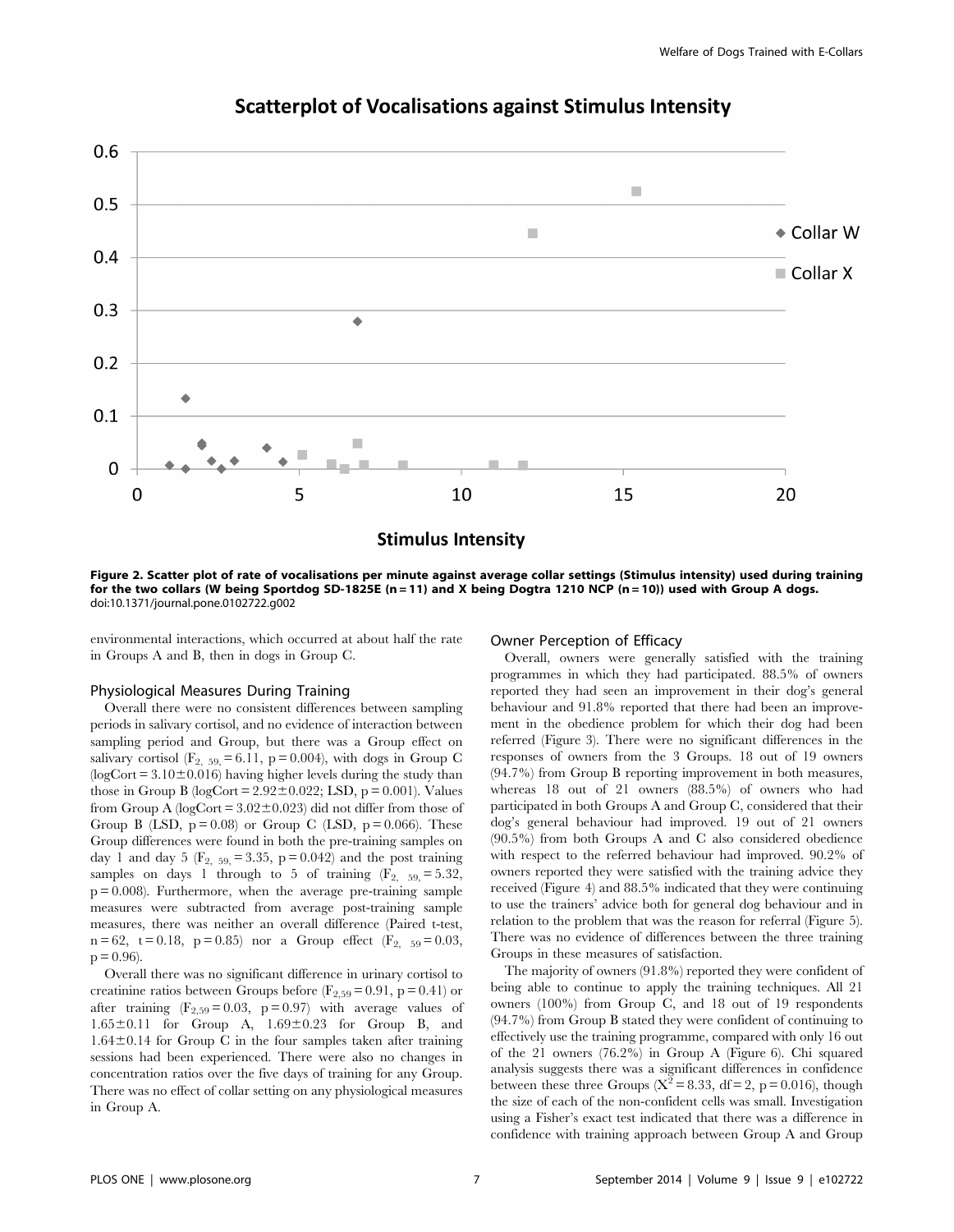**Figure 2. Scatter plot of rate of vocalisations per minute against average collar settings (Stimulus intensity) used during training for the two collars (W being Sportdog SD-1825E (n = 11) and X being Dogtra 1210 NCP (n = 10)) used with Group A dogs.**
doi:10.1371/journal.pone.0102722.g002

environmental interactions, which occurred at about half the rate in Groups A and B, then in dogs in Group C.

### Physiological Measures During Training

Overall there were no consistent differences between sampling periods in salivary cortisol, and no evidence of interaction between sampling period and Group, but there was a Group effect on salivary cortisol ($F_{2, 59} = 6.11$, $p = 0.004$), with dogs in Group C (logCort = 3.10±0.016) having higher levels during the study than those in Group B (logCort = 2.92±0.022; LSD, $p = 0.001$). Values from Group A (logCort = 3.02±0.023) did not differ from those of Group B (LSD, $p = 0.08$) or Group C (LSD, $p = 0.066$). These Group differences were found in both the pre-training samples on day 1 and day 5 ($F_{2, 59} = 3.35$, $p = 0.042$) and the post training samples on days 1 through to 5 of training ($F_{2, 59} = 5.32$, $p = 0.008$). Furthermore, when the average pre-training sample measures were subtracted from average post-training sample measures, there was neither an overall difference (Paired t-test, n = 62, t = 0.18, $p = 0.85$) nor a Group effect ($F_{2, 59} = 0.03$, $p = 0.96$).

Overall there was no significant difference in urinary cortisol to creatinine ratios between Groups before ($F_{2,59} = 0.91$, $p = 0.41$) or after training ($F_{2,59} = 0.03$, $p = 0.97$) with average values of 1.65±0.11 for Group A, 1.69±0.23 for Group B, and 1.64±0.14 for Group C in the four samples taken after training sessions had been experienced. There were also no changes in concentration ratios over the five days of training for any Group. There was no effect of collar setting on any physiological measures in Group A.

### Owner Perception of Efficacy

Overall, owners were generally satisfied with the training programmes in which they had participated. 88.5% of owners reported they had seen an improvement in their dog's general behaviour and 91.8% reported that there had been an improvement in the obedience problem for which their dog had been referred (Figure 3). There were no significant differences in the responses of owners from the 3 Groups. 18 out of 19 owners (94.7%) from Group B reporting improvement in both measures, whereas 18 out of 21 owners (88.5%) of owners who had participated in both Groups A and Group C, considered that their dog's general behaviour had improved. 19 out of 21 owners (90.5%) from both Groups A and C also considered obedience with respect to the referred behaviour had improved. 90.2% of owners reported they were satisfied with the training advice they received (Figure 4) and 88.5% indicated that they were continuing to use the trainers' advice both for general dog behaviour and in relation to the problem that was the reason for referral (Figure 5). There was no evidence of differences between the three training Groups in these measures of satisfaction.

The majority of owners (91.8%) reported they were confident of being able to continue to apply the training techniques. All 21 owners (100%) from Group C, and 18 out of 19 respondents (94.7%) from Group B stated they were confident of continuing to effectively use the training programme, compared with only 16 out of the 21 owners (76.2%) in Group A (Figure 6). Chi squared analysis suggests there was a significant differences in confidence between these three Groups ($X^2 = 8.33$, df = 2, $p = 0.016$), though the size of each of the non-confident cells was small. Investigation using a Fisher's exact test indicated that there was a difference in confidence with training approach between Group A and Group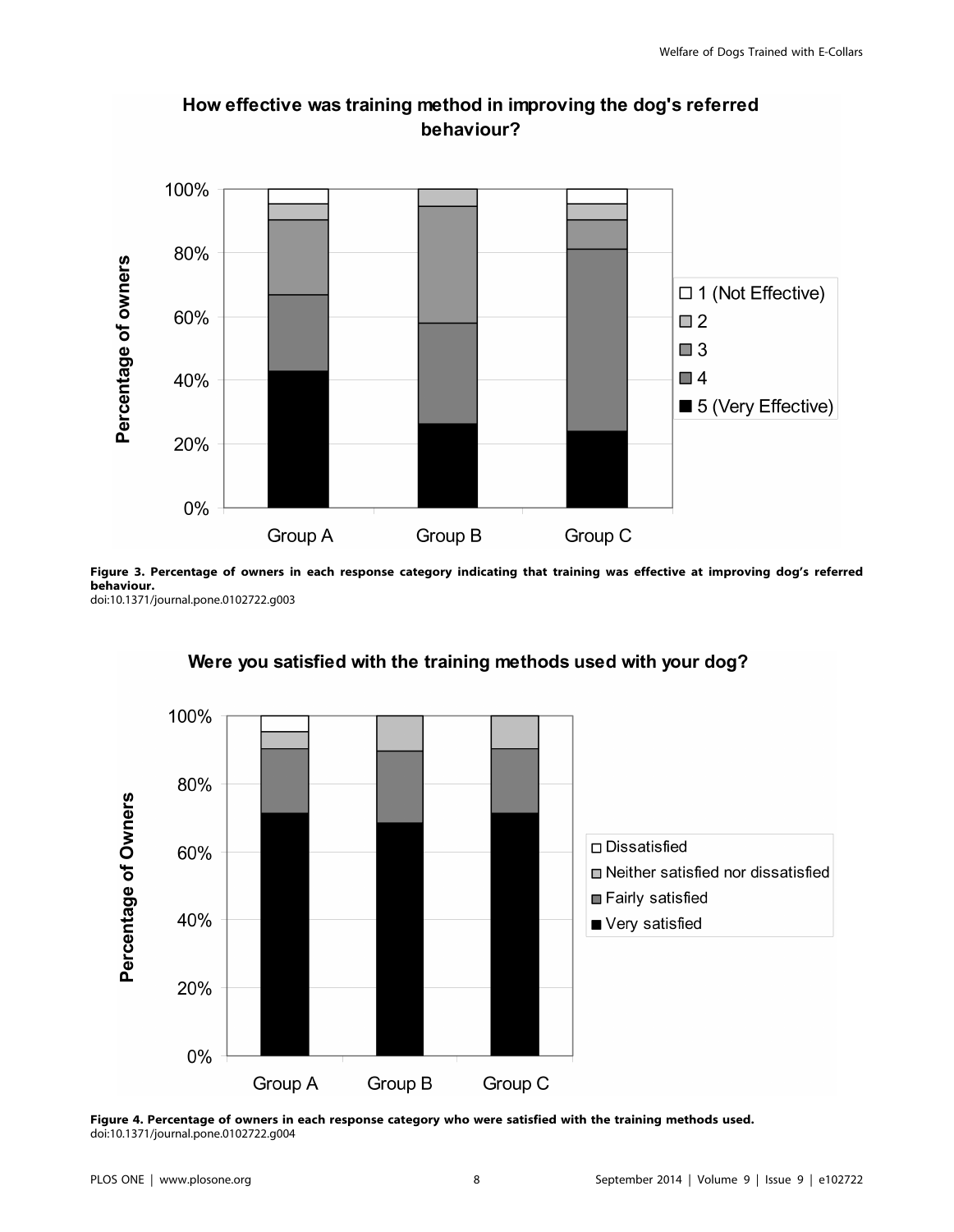**Figure 3. Percentage of owners in each response category indicating that training was effective at improving dog's referred behaviour.**
doi:10.1371/journal.pone.0102722.g003

**Figure 4. Percentage of owners in each response category who were satisfied with the training methods used.**
doi:10.1371/journal.pone.0102722.g004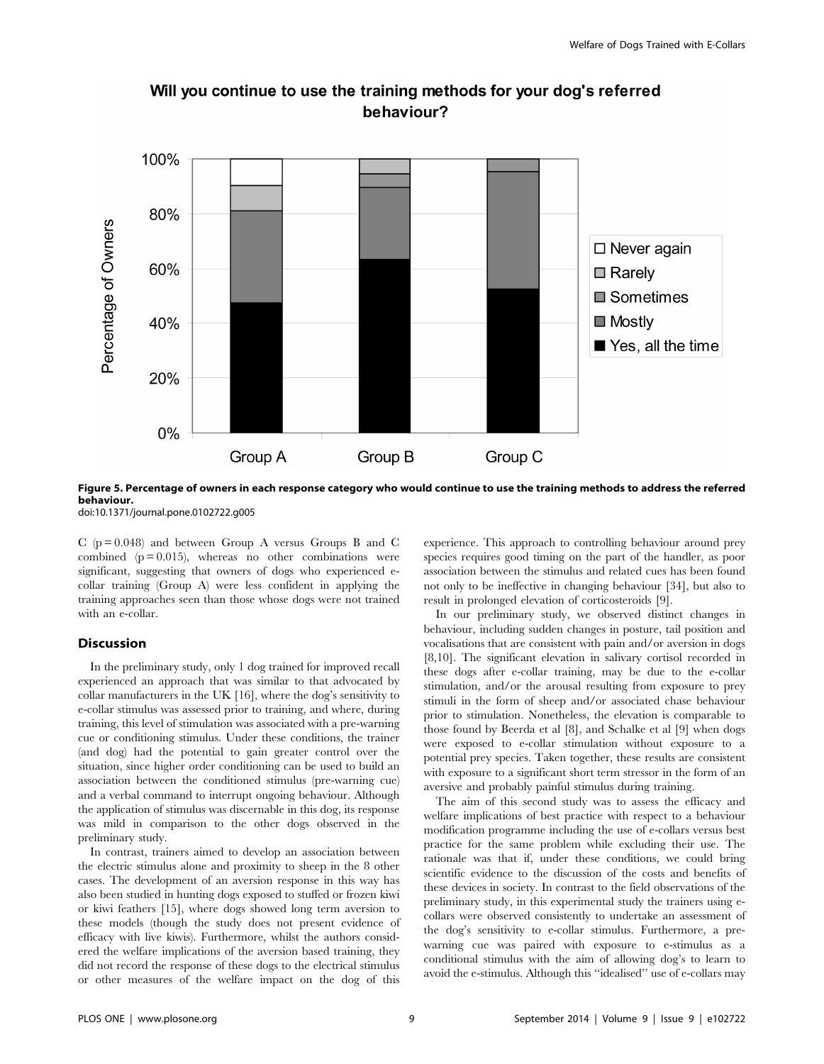**Figure 5. Percentage of owners in each response category who would continue to use the training methods to address the referred behaviour.**
doi:10.1371/journal.pone.0102722.g005

C (p = 0.048) and between Group A versus Groups B and C combined (p = 0.015), whereas no other combinations were significant, suggesting that owners of dogs who experienced e-collar training (Group A) were less confident in applying the training approaches seen than those whose dogs were not trained with an e-collar.

## Discussion

In the preliminary study, only 1 dog trained for improved recall experienced an approach that was similar to that advocated by collar manufacturers in the UK [16], where the dog's sensitivity to e-collar stimulus was assessed prior to training, and where, during training, this level of stimulation was associated with a pre-warning cue or conditioning stimulus. Under these conditions, the trainer (and dog) had the potential to gain greater control over the situation, since higher order conditioning can be used to build an association between the conditioned stimulus (pre-warning cue) and a verbal command to interrupt ongoing behaviour. Although the application of stimulus was discernable in this dog, its response was mild in comparison to the other dogs observed in the preliminary study.

In contrast, trainers aimed to develop an association between the electric stimulus alone and proximity to sheep in the 8 other cases. The development of an aversion response in this way has also been studied in hunting dogs exposed to stuffed or frozen kiwi or kiwi feathers [15], where dogs showed long term aversion to these models (though the study does not present evidence of efficacy with live kiwis). Furthermore, whilst the authors considered the welfare implications of the aversion based training, they did not record the response of these dogs to the electrical stimulus or other measures of the welfare impact on the dog of this experience. This approach to controlling behaviour around prey species requires good timing on the part of the handler, as poor association between the stimulus and related cues has been found not only to be ineffective in changing behaviour [34], but also to result in prolonged elevation of corticosteroids [9].

In our preliminary study, we observed distinct changes in behaviour, including sudden changes in posture, tail position and vocalisations that are consistent with pain and/or aversion in dogs [8,10]. The significant elevation in salivary cortisol recorded in these dogs after e-collar training, may be due to the e-collar stimulation, and/or the arousal resulting from exposure to prey stimuli in the form of sheep and/or associated chase behaviour prior to stimulation. Nonetheless, the elevation is comparable to those found by Beerda et al [8], and Schalke et al [9] when dogs were exposed to e-collar stimulation without exposure to a potential prey species. Taken together, these results are consistent with exposure to a significant short term stressor in the form of an aversive and probably painful stimulus during training.

The aim of this second study was to assess the efficacy and welfare implications of best practice with respect to a behaviour modification programme including the use of e-collars versus best practice for the same problem while excluding their use. The rationale was that if, under these conditions, we could bring scientific evidence to the discussion of the costs and benefits of these devices in society. In contrast to the field observations of the preliminary study, in this experimental study the trainers using e-collars were observed consistently to undertake an assessment of the dog's sensitivity to e-collar stimulus. Furthermore, a pre-warning cue was paired with exposure to e-stimulus as a conditional stimulus with the aim of allowing dog's to learn to avoid the e-stimulus. Although this "idealised" use of e-collars may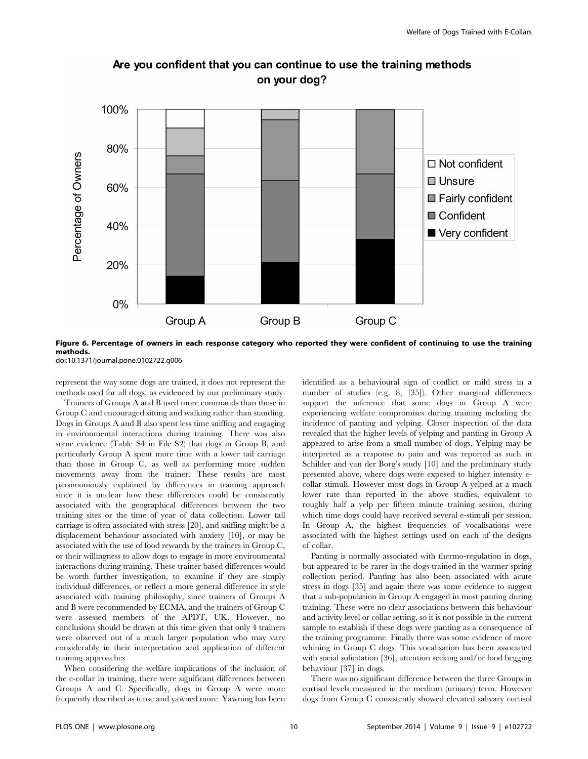**Figure 6. Percentage of owners in each response category who reported they were confident of continuing to use the training methods.**
doi:10.1371/journal.pone.0102722.g006

represent the way some dogs are trained, it does not represent the methods used for all dogs, as evidenced by our preliminary study.

Trainers of Groups A and B used more commands than those in Group C and encouraged sitting and walking rather than standing. Dogs in Groups A and B also spent less time sniffing and engaging in environmental interactions during training. There was also some evidence (Table S4 in File S2) that dogs in Group B, and particularly Group A spent more time with a lower tail carriage than those in Group C, as well as performing more sudden movements away from the trainer. These results are most parsimoniously explained by differences in training approach since it is unclear how these differences could be consistently associated with the geographical differences between the two training sites or the time of year of data collection. Lower tail carriage is often associated with stress [20], and sniffing might be a displacement behaviour associated with anxiety [10], or may be associated with the use of food rewards by the trainers in Group C, or their willingness to allow dogs to engage in more environmental interactions during training. These trainer based differences would be worth further investigation, to examine if they are simply individual differences, or reflect a more general difference in style associated with training philosophy, since trainers of Groups A and B were recommended by ECMA, and the trainers of Group C were assessed members of the APDT, UK. However, no conclusions should be drawn at this time given that only 4 trainers were observed out of a much larger population who may vary considerably in their interpretation and application of different training approaches

When considering the welfare implications of the inclusion of the e-collar in training, there were significant differences between Groups A and C. Specifically, dogs in Group A were more frequently described as tense and yawned more. Yawning has been identified as a behavioural sign of conflict or mild stress in a number of studies (e.g. 8, [35]). Other marginal differences support the inference that some dogs in Group A were experiencing welfare compromises during training including the incidence of panting and yelping. Closer inspection of the data revealed that the higher levels of yelping and panting in Group A appeared to arise from a small number of dogs. Yelping may be interpreted as a response to pain and was reported as such in Schilder and van der Borg's study [10] and the preliminary study presented above, where dogs were exposed to higher intensity e-collar stimuli. However most dogs in Group A yelped at a much lower rate than reported in the above studies, equivalent to roughly half a yelp per fifteen minute training session, during which time dogs could have received several e-stimuli per session. In Group A, the highest frequencies of vocalisations were associated with the highest settings used on each of the designs of collar.

Panting is normally associated with thermo-regulation in dogs, but appeared to be rarer in the dogs trained in the warmer spring collection period. Panting has also been associated with acute stress in dogs [35] and again there was some evidence to suggest that a sub-population in Group A engaged in most panting during training. These were no clear associations between this behaviour and activity level or collar setting, so it is not possible in the current sample to establish if these dogs were panting as a consequence of the training programme. Finally there was some evidence of more whining in Group C dogs. This vocalisation has been associated with social solicitation [36], attention seeking and/or food begging behaviour [37] in dogs.

There was no significant difference between the three Groups in cortisol levels measured in the medium (urinary) term. However dogs from Group C consistently showed elevated salivary cortisol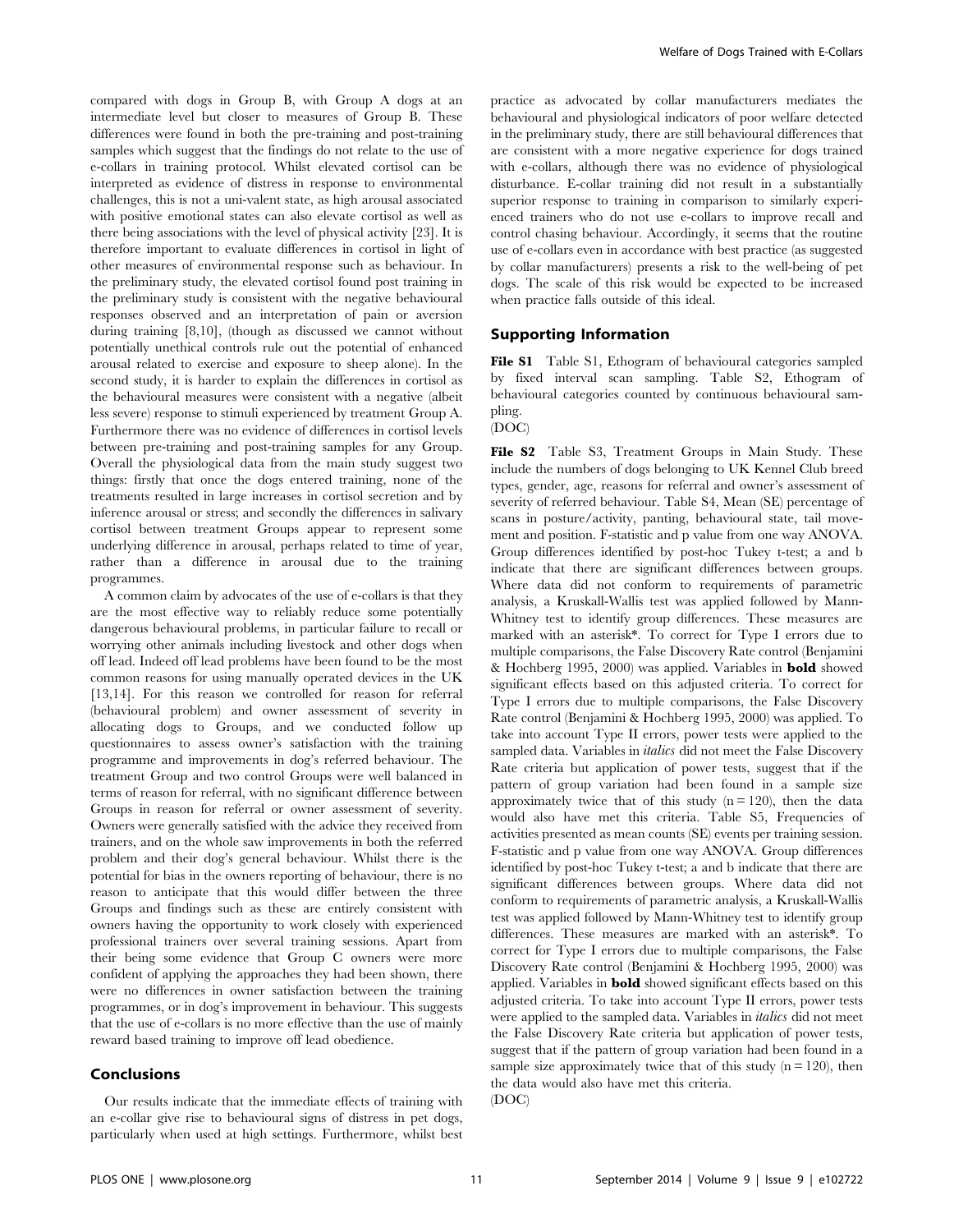compared with dogs in Group B, with Group A dogs at an intermediate level but closer to measures of Group B. These differences were found in both the pre-training and post-training samples which suggest that the findings do not relate to the use of e-collars in training protocol. Whilst elevated cortisol can be interpreted as evidence of distress in response to environmental challenges, this is not a uni-valent state, as high arousal associated with positive emotional states can also elevate cortisol as well as there being associations with the level of physical activity [23]. It is therefore important to evaluate differences in cortisol in light of other measures of environmental response such as behaviour. In the preliminary study, the elevated cortisol found post training in the preliminary study is consistent with the negative behavioural responses observed and an interpretation of pain or aversion during training [8,10], (though as discussed we cannot without potentially unethical controls rule out the potential of enhanced arousal related to exercise and exposure to sheep alone). In the second study, it is harder to explain the differences in cortisol as the behavioural measures were consistent with a negative (albeit less severe) response to stimuli experienced by treatment Group A. Furthermore there was no evidence of differences in cortisol levels between pre-training and post-training samples for any Group. Overall the physiological data from the main study suggest two things: firstly that once the dogs entered training, none of the treatments resulted in large increases in cortisol secretion and by inference arousal or stress; and secondly the differences in salivary cortisol between treatment Groups appear to represent some underlying difference in arousal, perhaps related to time of year, rather than a difference in arousal due to the training programmes.

A common claim by advocates of the use of e-collars is that they are the most effective way to reliably reduce some potentially dangerous behavioural problems, in particular failure to recall or worrying other animals including livestock and other dogs when off lead. Indeed off lead problems have been found to be the most common reasons for using manually operated devices in the UK [13,14]. For this reason we controlled for reason for referral (behavioural problem) and owner assessment of severity in allocating dogs to Groups, and we conducted follow up questionnaires to assess owner's satisfaction with the training programme and improvements in dog's referred behaviour. The treatment Group and two control Groups were well balanced in terms of reason for referral, with no significant difference between Groups in reason for referral or owner assessment of severity. Owners were generally satisfied with the advice they received from trainers, and on the whole saw improvements in both the referred problem and their dog's general behaviour. Whilst there is the potential for bias in the owners reporting of behaviour, there is no reason to anticipate that this would differ between the three Groups and findings such as these are entirely consistent with owners having the opportunity to work closely with experienced professional trainers over several training sessions. Apart from their being some evidence that Group C owners were more confident of applying the approaches they had been shown, there were no differences in owner satisfaction between the training programmes, or in dog's improvement in behaviour. This suggests that the use of e-collars is no more effective than the use of mainly reward based training to improve off lead obedience.

## Conclusions

Our results indicate that the immediate effects of training with an e-collar give rise to behavioural signs of distress in pet dogs, particularly when used at high settings. Furthermore, whilst best practice as advocated by collar manufacturers mediates the behavioural and physiological indicators of poor welfare detected in the preliminary study, there are still behavioural differences that are consistent with a more negative experience for dogs trained with e-collars, although there was no evidence of physiological disturbance. E-collar training did not result in a substantially superior response to training in comparison to similarly experienced trainers who do not use e-collars to improve recall and control chasing behaviour. Accordingly, it seems that the routine use of e-collars even in accordance with best practice (as suggested by collar manufacturers) presents a risk to the well-being of pet dogs. The scale of this risk would be expected to be increased when practice falls outside of this ideal.

## Supporting Information

**File S1** Table S1, Ethogram of behavioural categories sampled by fixed interval scan sampling. Table S2, Ethogram of behavioural categories counted by continuous behavioural sampling.
(DOC)

**File S2** Table S3, Treatment Groups in Main Study. These include the numbers of dogs belonging to UK Kennel Club breed types, gender, age, reasons for referral and owner's assessment of severity of referred behaviour. Table S4, Mean (SE) percentage of scans in posture/activity, panting, behavioural state, tail movement and position. F-statistic and p value from one way ANOVA. Group differences identified by post-hoc Tukey t-test; a and b indicate that there are significant differences between groups. Where data did not conform to requirements of parametric analysis, a Kruskall-Wallis test was applied followed by Mann-Whitney test to identify group differences. These measures are marked with an asterisk*. To correct for Type I errors due to multiple comparisons, the False Discovery Rate control (Benjamini & Hochberg 1995, 2000) was applied. Variables in **bold** showed significant effects based on this adjusted criteria. To correct for Type I errors due to multiple comparisons, the False Discovery Rate control (Benjamini & Hochberg 1995, 2000) was applied. To take into account Type II errors, power tests were applied to the sampled data. Variables in *italics* did not meet the False Discovery Rate criteria but application of power tests, suggest that if the pattern of group variation had been found in a sample size approximately twice that of this study ($n = 120$), then the data would also have met this criteria. Table S5, Frequencies of activities presented as mean counts (SE) events per training session. F-statistic and p value from one way ANOVA. Group differences identified by post-hoc Tukey t-test; a and b indicate that there are significant differences between groups. Where data did not conform to requirements of parametric analysis, a Kruskall-Wallis test was applied followed by Mann-Whitney test to identify group differences. These measures are marked with an asterisk*. To correct for Type I errors due to multiple comparisons, the False Discovery Rate control (Benjamini & Hochberg 1995, 2000) was applied. Variables in **bold** showed significant effects based on this adjusted criteria. To take into account Type II errors, power tests were applied to the sampled data. Variables in *italics* did not meet the False Discovery Rate criteria but application of power tests, suggest that if the pattern of group variation had been found in a sample size approximately twice that of this study ($n = 120$), then the data would also have met this criteria.
(DOC)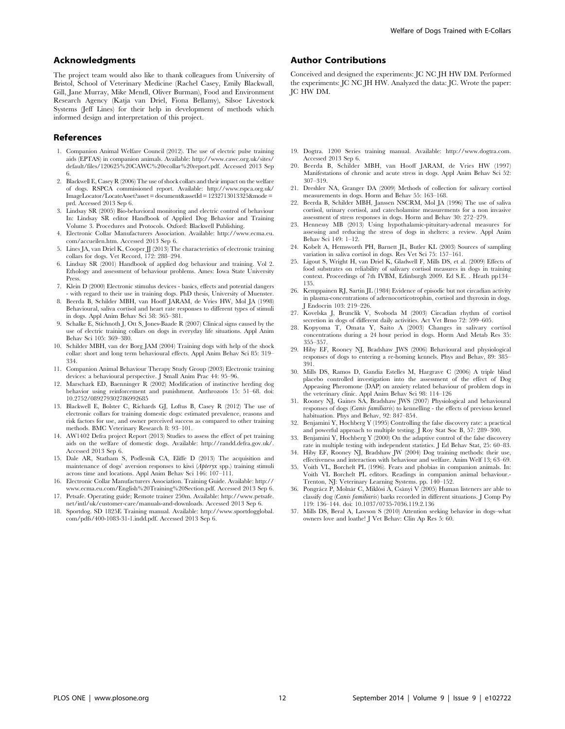## Acknowledgments

The project team would also like to thank colleagues from University of Bristol, School of Veterinary Medicine (Rachel Casey, Emily Blackwall, Gill, Jane Murray, Mike Mendl, Oliver Burman), Food and Environment Research Agency (Katja van Driel, Fiona Bellamy), Silsoe Livestock Systems (Jeff Lines) for their help in development of methods which informed design and interpretation of this project.

## Author Contributions

Conceived and designed the experiments: JC NC JH HW DM. Performed the experiments: JC NC JH HW. Analyzed the data: JC. Wrote the paper: JC HW DM.

## References

1. Companion Animal Welfare Council (2012). The use of electric pulse training aids (EPTAS) in companion animals. Available: http://www.cawc.org.uk/sites/default/files/120625%20CAWC%20ecollar%20report.pdf. Accessed 2013 Sep 6.
2. Blackwell E, Casey R (2006) The use of shock collars and their impact on the welfare of dogs. RSPCA commissioned report. Available: http://www.rspca.org.uk/ImageLocator/LocateAsset?asset=document&assetId=1232713013325&mode=prd. Accessed 2013 Sep 6.
3. Lindsay SR (2005) Bio-behavioral monitoring and electric control of behaviour In: Lindsay SR editor Handbook of Applied Dog Behavior and Training Volume 3. Procedures and Protocols. Oxford: Blackwell Publishing.
4. Electronic Collar Manufacturers Association. Available: http://www.ecma.eu.com/accueilen.htm. Accessed 2013 Sep 6.
5. Lines JA, van Driel K, Cooper JJ (2013) The characteristics of electronic training collars for dogs. Vet Record, 172: 288–294.
6. Lindsay SR (2001) Handbook of applied dog behaviour and training. Vol 2. Ethology and assessment of behaviour problems. Ames: Iowa State University Press.
7. Klein D (2000) Electronic stimulus devices - basics, effects and potential dangers - with regard to their use in training dogs. PhD thesis, University of Muenster.
8. Beerda B, Schilder MBH, van Hooff JARAM, de Vries HW, Mol JA (1998) Behavioural, saliva cortisol and heart rate responses to different types of stimuli in dogs. Appl Anim Behav Sci 58: 365–381.
9. Schalke E, Stichnoth J, Ott S, Jones-Baade R (2007) Clinical signs caused by the use of electric training collars on dogs in everyday life situations. Appl Anim Behav Sci 105: 369–380.
10. Schilder MBH, van der Borg JAM (2004) Training dogs with help of the shock collar: short and long term behavioural effects. Appl Anim Behav Sci 85: 319–334.
11. Companion Animal Behaviour Therapy Study Group (2003) Electronic training devices: a behavioural perspective. J Small Anim Prac 44: 95–96.
12. Marschark ED, Baenninger R (2002) Modification of instinctive herding dog behavior using reinforcement and punishment. Anthrozoös 15: 51–68. doi: 10.2752/089279302786992685
13. Blackwell E, Bolster C, Richards GJ, Loftus B, Casey R (2012) The use of electronic collars for training domestic dogs: estimated prevalence, reasons and risk factors for use, and owner perceived success as compared to other training methods. BMC Veterinary Research 8: 93–101.
14. AW1402 Defra project Report (2013) Studies to assess the effect of pet training aids on the welfare of domestic dogs. Available: http://randd.defra.gov.uk/. Accessed 2013 Sep 6.
15. Dale AR, Statham S, Podlesnik CA, Eliffe D (2013) The acquisition and maintenance of dogs' aversion responses to kiwi (*Apteryx* spp.) training stimuli across time and locations. Appl Anim Behav Sci 146: 107–111.
16. Electronic Collar Manufacturers Association. Training Guide. Available: http://www.ecma.eu.com/English%20Training%20Section.pdf. Accessed 2013 Sep 6.
17. Petsafe. Operating guide; Remote trainer 250m. Available: http://www.petsafe.net/intl/uk/customer-care/manuals-and-downloads. Accessed 2013 Sep 6.
18. Sportdog. SD 1825E Training manual. Available: http://www.sportdogglobal.com/pdfs/400-1083-31-1.indd.pdf. Accessed 2013 Sep 6.
19. Dogtra. 1200 Series training manual. Available: http://www.dogtra.com. Accessed 2013 Sep 6.
20. Beerda B, Schilder MBH, van Hooff JARAM, de Vries HW (1997) Manifestations of chronic and acute stress in dogs. Appl Anim Behav Sci 52: 307–319.
21. Dreshler NA, Granger DA (2009) Methods of collection for salivary cortisol measurements in dogs. Horm and Behav 55: 163–168.
22. Beerda B, Schilder MBH, Janssen NSCRM, Mol JA (1996) The use of saliva cortisol, urinary cortisol, and catecholamine measurements for a non invasive assessment of stress responses in dogs. Horm and Behav 30: 272–279.
23. Hennessy MB (2013) Using hypothalamic-pituitary-adrenal measures for assessing and reducing the stress of dogs in shelters: a review. Appl Anim Behav Sci 149: 1–12.
24. Kobelt A, Hemsworth PH, Barnett JL, Butler KL (2003) Sources of sampling variation in saliva cortisol in dogs. Res Vet Sci 75: 157–161.
25. Ligout S, Wright H, van Driel K, Gladwell F, Mills DS, et al. (2009) Effects of food substrates on reliability of salivary cortisol measures in dogs in training context. Proceedings of 7th IVBM, Edinburgh 2009. Ed S.E. . Heath pp134–135.
26. Kemppainen RJ, Sartin JL (1984) Evidence of episodic but not circadian activity in plasma-concentrations of adrenocorticotrophin, cortisol and thyroxin in dogs. J Endocrin 103: 219–226.
27. Kovelska J, Brunclik V, Svoboda M (2003) Circadian rhythm of cortisol secretion in dogs of different daily activities. Act Vet Brno 72: 599–605.
28. Kopyoma T, Omata Y, Saito A (2003) Changes in salivary cortisol concentrations during a 24 hour period in dogs. Horm And Metab Res 35: 355–357.
29. Hiby EF, Rooney NJ, Bradshaw JWS (2006) Behavioural and physiological responses of dogs to entering a re-homing kennels. Phys and Behav, 89: 385–391.
30. Mills DS, Ramos D, Gandia Estelles M, Hargrave C (2006) A triple blind placebo controlled investigation into the assessment of the effect of Dog Appeasing Pheromone (DAP) on anxiety related behaviour of problem dogs in the veterinary clinic. Appl Anim Behav Sci 98: 114–126
31. Rooney NJ, Gaines SA, Bradshaw JWS (2007) Physiological and behavioural responses of dogs (*Canis familiaris*) to kennelling - the effects of previous kennel habituation. Phys and Behav, 92: 847–854.
32. Benjamini Y, Hochberg Y (1995) Controlling the false discovery rate: a practical and powerful approach to multiple testing. J Roy Stat Soc B, 57: 289–300.
33. Benjamini Y, Hochberg Y (2000) On the adaptive control of the false discovery rate in multiple testing with independent statistics. J Ed Behav Stat, 25: 60–83.
34. Hiby EF, Rooney NJ, Bradshaw JW (2004) Dog training methods: their use, effectiveness and interaction with behaviour and welfare. Anim Welf 13; 63–69.
35. Voith VL, Borchelt PL (1996). Fears and phobias in companion animals. In: Voith VL Borchelt PL editors. Readings in companion animal behaviour.- Trenton, NJ: Veterinary Learning Systems. pp. 140–152.
36. Pongrácz P, Molnár C, Miklósi Á, Csányi V (2005) Human listeners are able to classify dog (*Canis familiaris*) barks recorded in different situations. J Comp Psy 119: 136–144. doi: 10.1037/0735-7036.119.2.136
37. Mills DS, Beral A, Lawson S (2010) Attention seeking behavior in dogs–what owners love and loathe! J Vet Behav: Clin Ap Res 5: 60.